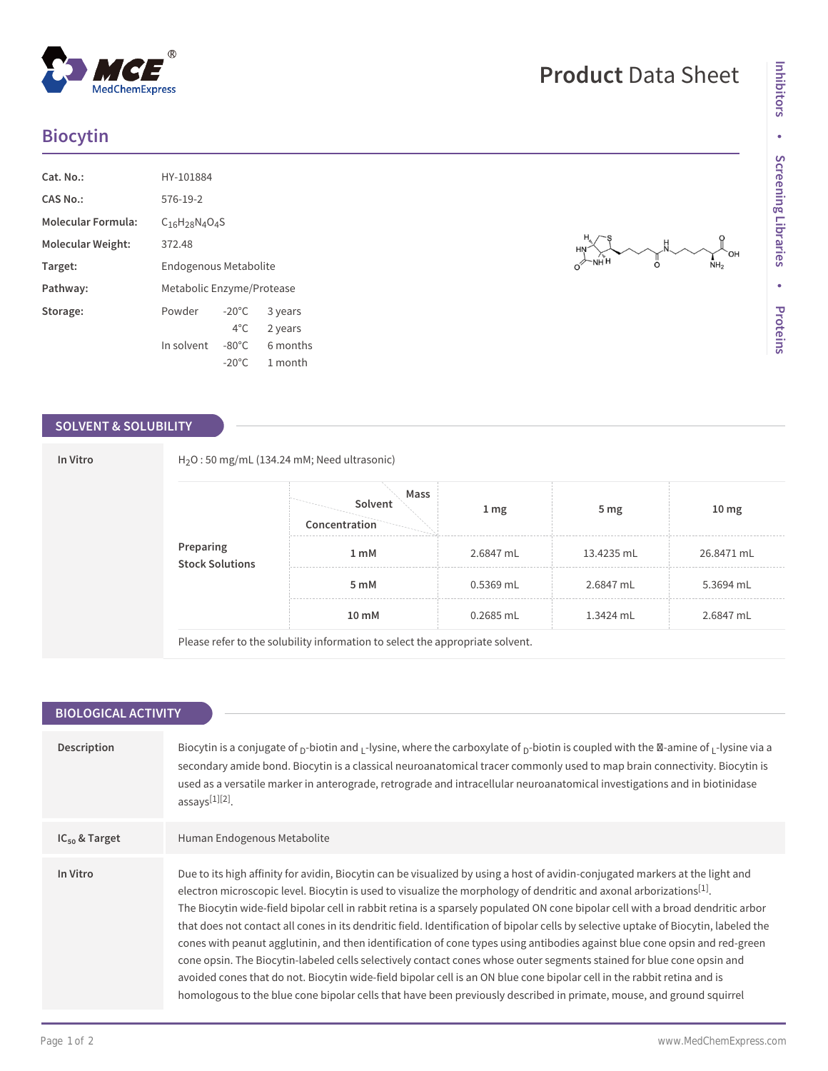# Biocytin

| | |
|---|---|
| **Cat. No.:** | HY-101884 |
| **CAS No.:** | 576-19-2 |
| **Molecular Formula:** | $C_{16}H_{28}N_4O_4S$ |
| **Molecular Weight:** | 372.48 |
| **Target:** | Endogenous Metabolite |
| **Pathway:** | Metabolic Enzyme/Protease |
| **Storage:** | Powder -20°C 3 years; 4°C 2 years. In solvent -80°C 6 months; -20°C 1 month |

## SOLVENT & SOLUBILITY

**In Vitro**

$H_2O$ : 50 mg/mL (134.24 mM; Need ultrasonic)

**Preparing Stock Solutions**

| Concentration \ Solvent \ Mass | 1 mg | 5 mg | 10 mg |
|---|---|---|---|
| 1 mM | 2.6847 mL | 13.4235 mL | 26.8471 mL |
| 5 mM | 0.5369 mL | 2.6847 mL | 5.3694 mL |
| 10 mM | 0.2685 mL | 1.3424 mL | 2.6847 mL |

Please refer to the solubility information to select the appropriate solvent.

## BIOLOGICAL ACTIVITY

**Description**

Biocytin is a conjugate of D-biotin and L-lysine, where the carboxylate of D-biotin is coupled with the ε-amine of L-lysine via a secondary amide bond. Biocytin is a classical neuroanatomical tracer commonly used to map brain connectivity. Biocytin is used as a versatile marker in anterograde, retrograde and intracellular neuroanatomical investigations and in biotinidase assays[1][2].

**$IC_{50}$ & Target**

Human Endogenous Metabolite

**In Vitro**

Due to its high affinity for avidin, Biocytin can be visualized by using a host of avidin-conjugated markers at the light and electron microscopic level. Biocytin is used to visualize the morphology of dendritic and axonal arborizations[1].
The Biocytin wide-field bipolar cell in rabbit retina is a sparsely populated ON cone bipolar cell with a broad dendritic arbor that does not contact all cones in its dendritic field. Identification of bipolar cells by selective uptake of Biocytin, labeled the cones with peanut agglutinin, and then identification of cone types using antibodies against blue cone opsin and red-green cone opsin. The Biocytin-labeled cells selectively contact cones whose outer segments stained for blue cone opsin and avoided cones that do not. Biocytin wide-field bipolar cell is an ON blue cone bipolar cell in the rabbit retina and is homologous to the blue cone bipolar cells that have been previously described in primate, mouse, and ground squirrel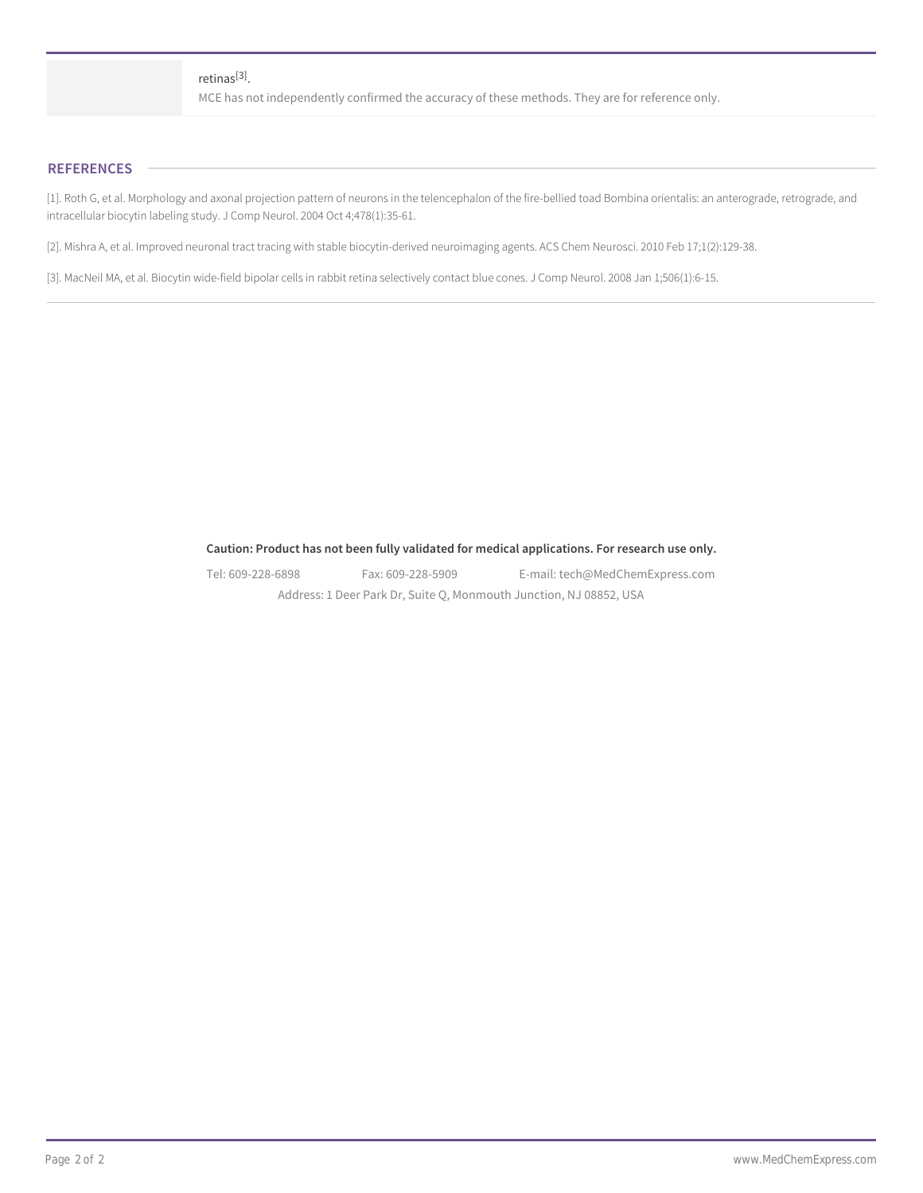retinas[3].

MCE has not independently confirmed the accuracy of these methods. They are for reference only.

## REFERENCES

[1]. Roth G, et al. Morphology and axonal projection pattern of neurons in the telencephalon of the fire-bellied toad Bombina orientalis: an anterograde, retrograde, and intracellular biocytin labeling study. J Comp Neurol. 2004 Oct 4;478(1):35-61.

[2]. Mishra A, et al. Improved neuronal tract tracing with stable biocytin-derived neuroimaging agents. ACS Chem Neurosci. 2010 Feb 17;1(2):129-38.

[3]. MacNeil MA, et al. Biocytin wide-field bipolar cells in rabbit retina selectively contact blue cones. J Comp Neurol. 2008 Jan 1;506(1):6-15.

**Caution: Product has not been fully validated for medical applications. For research use only.**

Tel: 609-228-6898 Fax: 609-228-5909 E-mail: tech@MedChemExpress.com

Address: 1 Deer Park Dr, Suite Q, Monmouth Junction, NJ 08852, USA